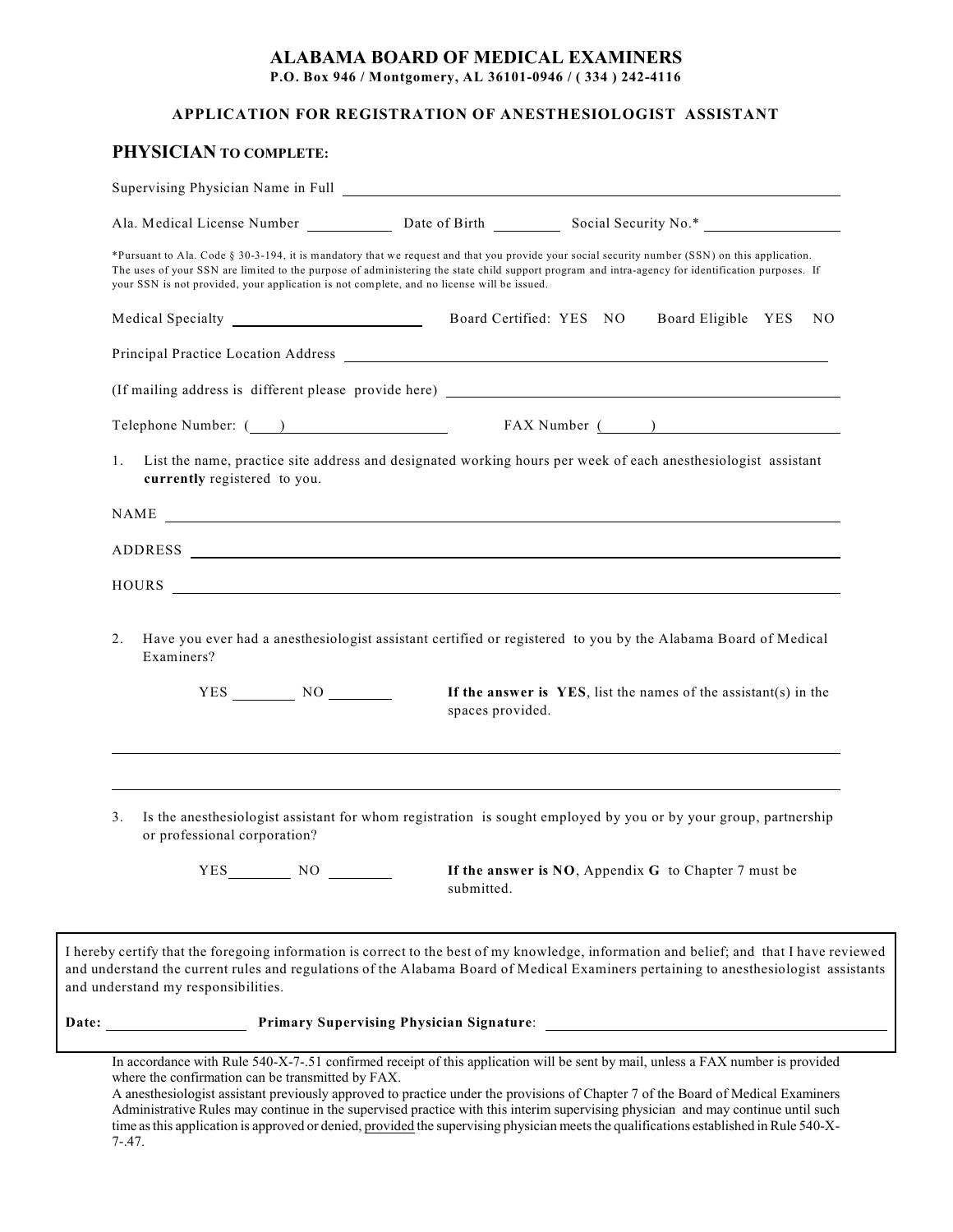# ALABAMA BOARD OF MEDICAL EXAMINERS

**P.O. Box 946 / Montgomery, AL 36101-0946 / ( 334 ) 242-4116**

## APPLICATION FOR REGISTRATION OF ANESTHESIOLOGIST ASSISTANT

### PHYSICIAN TO COMPLETE:

Supervising Physician Name in Full ______________________________________________

Ala. Medical License Number ____________ Date of Birth __________ Social Security No.* __________________

*Pursuant to Ala. Code § 30-3-194, it is mandatory that we request and that you provide your social security number (SSN) on this application. The uses of your SSN are limited to the purpose of administering the state child support program and intra-agency for identification purposes. If your SSN is not provided, your application is not complete, and no license will be issued.

Medical Specialty __________________________ Board Certified: YES NO Board Eligible YES NO

Principal Practice Location Address ______________________________________________

(If mailing address is different please provide here) ______________________________________________

Telephone Number: (____) ____________________ FAX Number (______) ____________________

1. List the name, practice site address and designated working hours per week of each anesthesiologist assistant **currently** registered to you.

NAME ______________________________________________

ADDRESS ______________________________________________

HOURS ______________________________________________

2. Have you ever had a anesthesiologist assistant certified or registered to you by the Alabama Board of Medical Examiners?

   YES ________ NO ________ **If the answer is YES**, list the names of the assistant(s) in the spaces provided.

______________________________________________

______________________________________________

3. Is the anesthesiologist assistant for whom registration is sought employed by you or by your group, partnership or professional corporation?

   YES________ NO ________ **If the answer is NO**, Appendix **G** to Chapter 7 must be submitted.

I hereby certify that the foregoing information is correct to the best of my knowledge, information and belief; and that I have reviewed and understand the current rules and regulations of the Alabama Board of Medical Examiners pertaining to anesthesiologist assistants and understand my responsibilities.

**Date:** __________________ **Primary Supervising Physician Signature**: ______________________________

In accordance with Rule 540-X-7-.51 confirmed receipt of this application will be sent by mail, unless a FAX number is provided where the confirmation can be transmitted by FAX.

A anesthesiologist assistant previously approved to practice under the provisions of Chapter 7 of the Board of Medical Examiners Administrative Rules may continue in the supervised practice with this interim supervising physician and may continue until such time as this application is approved or denied, provided the supervising physician meets the qualifications established in Rule 540-X-7-.47.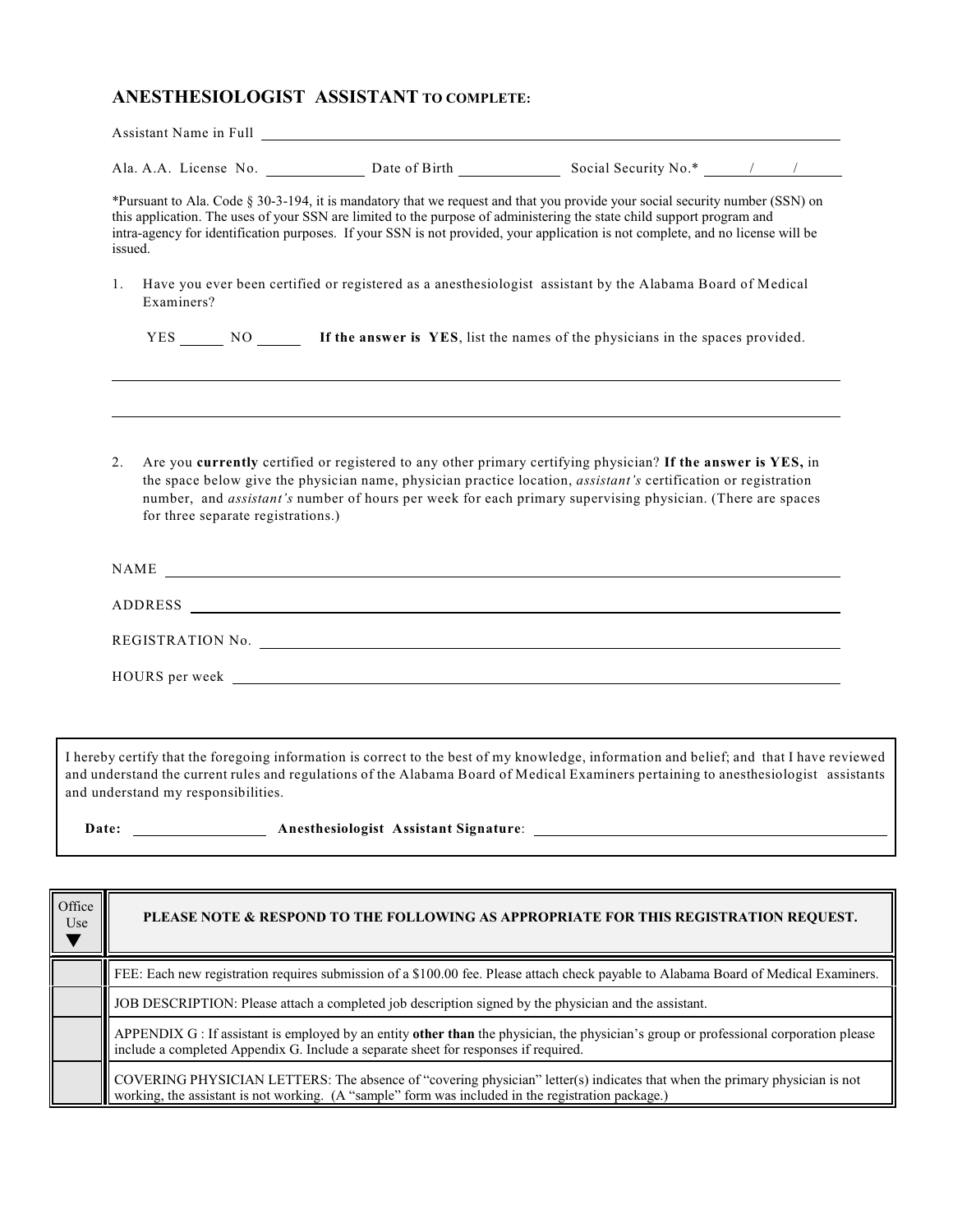## ANESTHESIOLOGIST ASSISTANT TO COMPLETE:

Assistant Name in Full ______________________________

Ala. A.A. License No. ____________ Date of Birth ____________ Social Security No.* _____/_____/_____

*Pursuant to Ala. Code § 30-3-194, it is mandatory that we request and that you provide your social security number (SSN) on this application. The uses of your SSN are limited to the purpose of administering the state child support program and intra-agency for identification purposes. If your SSN is not provided, your application is not complete, and no license will be issued.

1. Have you ever been certified or registered as a anesthesiologist assistant by the Alabama Board of Medical Examiners?

   YES _____ NO _____ **If the answer is YES**, list the names of the physicians in the spaces provided.

______________________________

______________________________

2. Are you **currently** certified or registered to any other primary certifying physician? **If the answer is YES,** in the space below give the physician name, physician practice location, *assistant's* certification or registration number, and *assistant's* number of hours per week for each primary supervising physician. (There are spaces for three separate registrations.)

NAME ______________________________

ADDRESS ______________________________

REGISTRATION No. ______________________________

HOURS per week ______________________________

I hereby certify that the foregoing information is correct to the best of my knowledge, information and belief; and that I have reviewed and understand the current rules and regulations of the Alabama Board of Medical Examiners pertaining to anesthesiologist assistants and understand my responsibilities.

**Date:** ____________ **Anesthesiologist Assistant Signature**: ______________________________

| Office Use ▼ | **PLEASE NOTE & RESPOND TO THE FOLLOWING AS APPROPRIATE FOR THIS REGISTRATION REQUEST.** |
|---|---|
| | FEE: Each new registration requires submission of a $100.00 fee. Please attach check payable to Alabama Board of Medical Examiners. |
| | JOB DESCRIPTION: Please attach a completed job description signed by the physician and the assistant. |
| | APPENDIX G : If assistant is employed by an entity **other than** the physician, the physician's group or professional corporation please include a completed Appendix G. Include a separate sheet for responses if required. |
| | COVERING PHYSICIAN LETTERS: The absence of "covering physician" letter(s) indicates that when the primary physician is not working, the assistant is not working. (A "sample" form was included in the registration package.) |